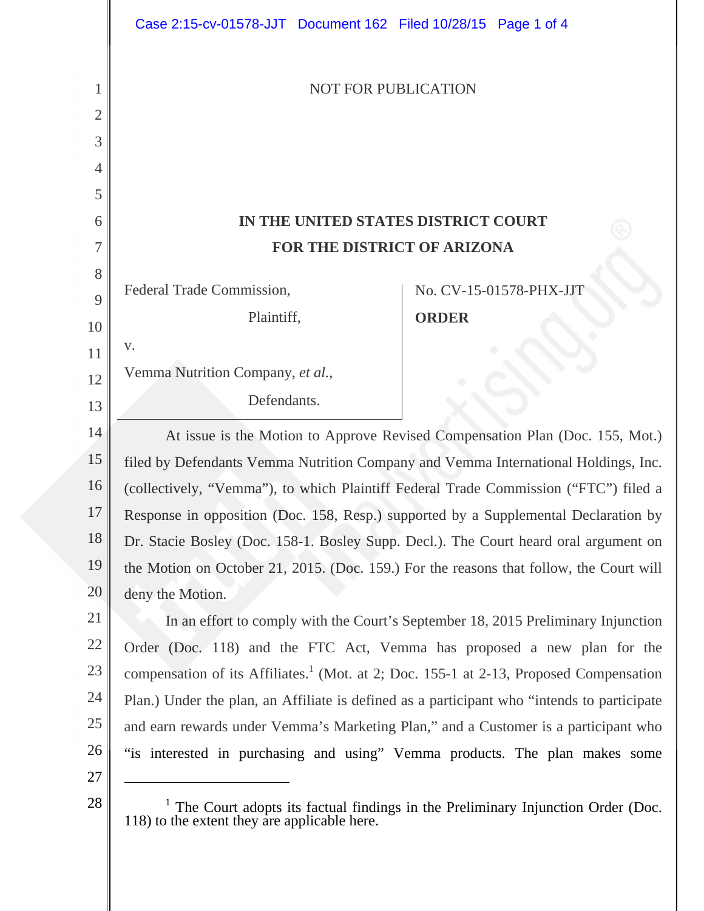NOT FOR PUBLICATION

**IN THE UNITED STATES DISTRICT COURT**
**FOR THE DISTRICT OF ARIZONA**

| | |
|---|---|
| Federal Trade Commission,<br>Plaintiff,<br>v.<br>Vemma Nutrition Company, *et al.*,<br>Defendants. | No. CV-15-01578-PHX-JJT<br>**ORDER** |

At issue is the Motion to Approve Revised Compensation Plan (Doc. 155, Mot.) filed by Defendants Vemma Nutrition Company and Vemma International Holdings, Inc. (collectively, "Vemma"), to which Plaintiff Federal Trade Commission ("FTC") filed a Response in opposition (Doc. 158, Resp.) supported by a Supplemental Declaration by Dr. Stacie Bosley (Doc. 158-1. Bosley Supp. Decl.). The Court heard oral argument on the Motion on October 21, 2015. (Doc. 159.) For the reasons that follow, the Court will deny the Motion.

In an effort to comply with the Court's September 18, 2015 Preliminary Injunction Order (Doc. 118) and the FTC Act, Vemma has proposed a new plan for the compensation of its Affiliates.[1] (Mot. at 2; Doc. 155-1 at 2-13, Proposed Compensation Plan.) Under the plan, an Affiliate is defined as a participant who "intends to participate and earn rewards under Vemma's Marketing Plan," and a Customer is a participant who "is interested in purchasing and using" Vemma products. The plan makes some

[1] The Court adopts its factual findings in the Preliminary Injunction Order (Doc. 118) to the extent they are applicable here.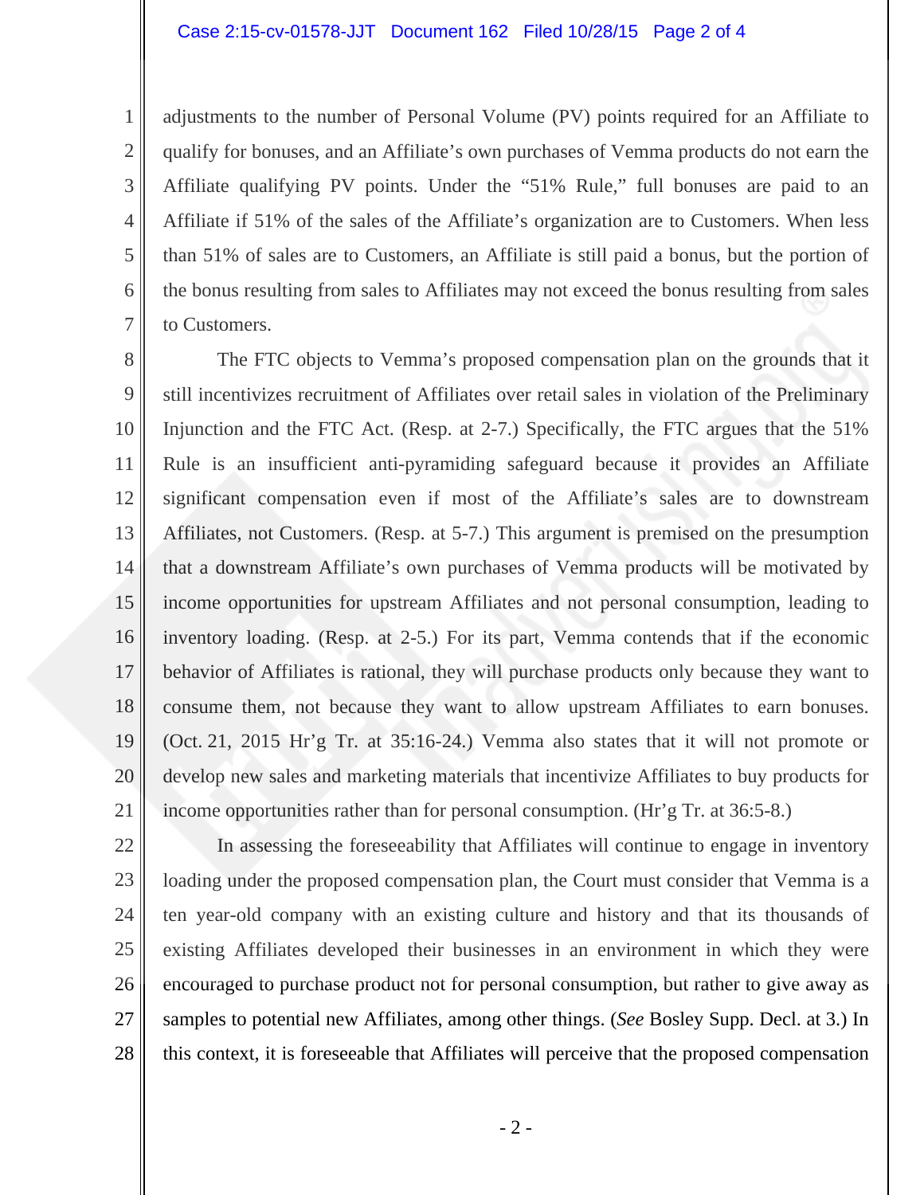adjustments to the number of Personal Volume (PV) points required for an Affiliate to qualify for bonuses, and an Affiliate's own purchases of Vemma products do not earn the Affiliate qualifying PV points. Under the "51% Rule," full bonuses are paid to an Affiliate if 51% of the sales of the Affiliate's organization are to Customers. When less than 51% of sales are to Customers, an Affiliate is still paid a bonus, but the portion of the bonus resulting from sales to Affiliates may not exceed the bonus resulting from sales to Customers.

The FTC objects to Vemma's proposed compensation plan on the grounds that it still incentivizes recruitment of Affiliates over retail sales in violation of the Preliminary Injunction and the FTC Act. (Resp. at 2-7.) Specifically, the FTC argues that the 51% Rule is an insufficient anti-pyramiding safeguard because it provides an Affiliate significant compensation even if most of the Affiliate's sales are to downstream Affiliates, not Customers. (Resp. at 5-7.) This argument is premised on the presumption that a downstream Affiliate's own purchases of Vemma products will be motivated by income opportunities for upstream Affiliates and not personal consumption, leading to inventory loading. (Resp. at 2-5.) For its part, Vemma contends that if the economic behavior of Affiliates is rational, they will purchase products only because they want to consume them, not because they want to allow upstream Affiliates to earn bonuses. (Oct. 21, 2015 Hr'g Tr. at 35:16-24.) Vemma also states that it will not promote or develop new sales and marketing materials that incentivize Affiliates to buy products for income opportunities rather than for personal consumption. (Hr'g Tr. at 36:5-8.)

In assessing the foreseeability that Affiliates will continue to engage in inventory loading under the proposed compensation plan, the Court must consider that Vemma is a ten year-old company with an existing culture and history and that its thousands of existing Affiliates developed their businesses in an environment in which they were encouraged to purchase product not for personal consumption, but rather to give away as samples to potential new Affiliates, among other things. (*See* Bosley Supp. Decl. at 3.) In this context, it is foreseeable that Affiliates will perceive that the proposed compensation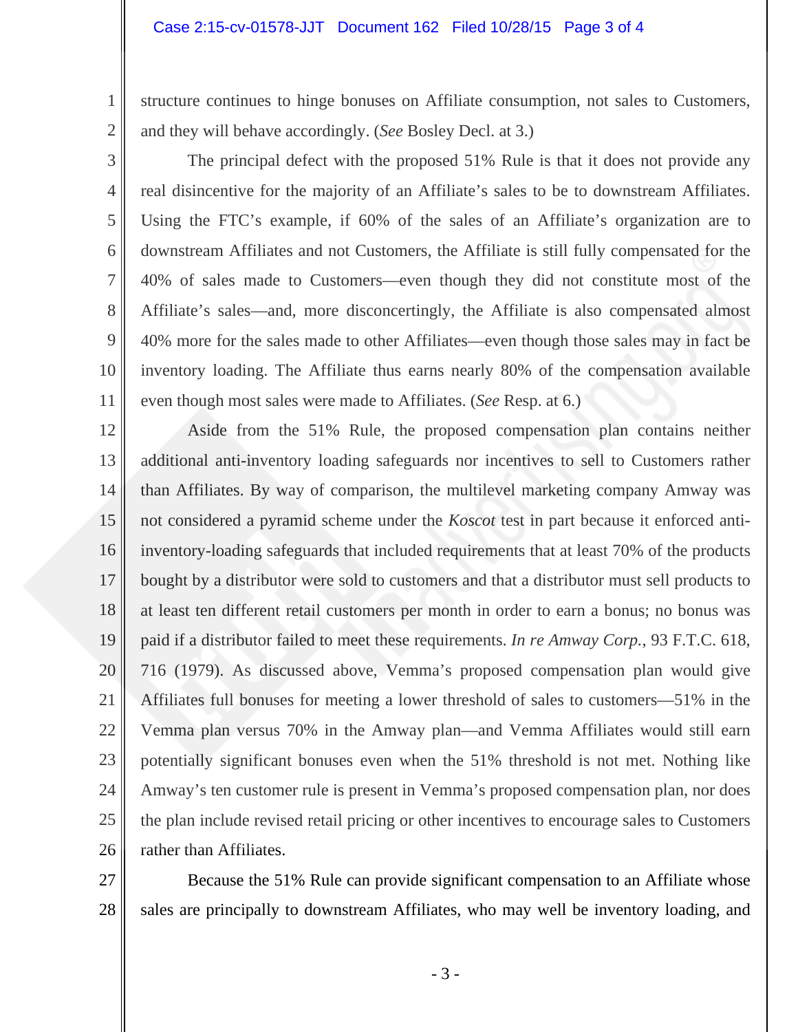structure continues to hinge bonuses on Affiliate consumption, not sales to Customers, and they will behave accordingly. (*See* Bosley Decl. at 3.)

The principal defect with the proposed 51% Rule is that it does not provide any real disincentive for the majority of an Affiliate's sales to be to downstream Affiliates. Using the FTC's example, if 60% of the sales of an Affiliate's organization are to downstream Affiliates and not Customers, the Affiliate is still fully compensated for the 40% of sales made to Customers—even though they did not constitute most of the Affiliate's sales—and, more disconcertingly, the Affiliate is also compensated almost 40% more for the sales made to other Affiliates—even though those sales may in fact be inventory loading. The Affiliate thus earns nearly 80% of the compensation available even though most sales were made to Affiliates. (*See* Resp. at 6.)

Aside from the 51% Rule, the proposed compensation plan contains neither additional anti-inventory loading safeguards nor incentives to sell to Customers rather than Affiliates. By way of comparison, the multilevel marketing company Amway was not considered a pyramid scheme under the *Koscot* test in part because it enforced anti-inventory-loading safeguards that included requirements that at least 70% of the products bought by a distributor were sold to customers and that a distributor must sell products to at least ten different retail customers per month in order to earn a bonus; no bonus was paid if a distributor failed to meet these requirements. *In re Amway Corp.*, 93 F.T.C. 618, 716 (1979). As discussed above, Vemma's proposed compensation plan would give Affiliates full bonuses for meeting a lower threshold of sales to customers—51% in the Vemma plan versus 70% in the Amway plan—and Vemma Affiliates would still earn potentially significant bonuses even when the 51% threshold is not met. Nothing like Amway's ten customer rule is present in Vemma's proposed compensation plan, nor does the plan include revised retail pricing or other incentives to encourage sales to Customers rather than Affiliates.

Because the 51% Rule can provide significant compensation to an Affiliate whose sales are principally to downstream Affiliates, who may well be inventory loading, and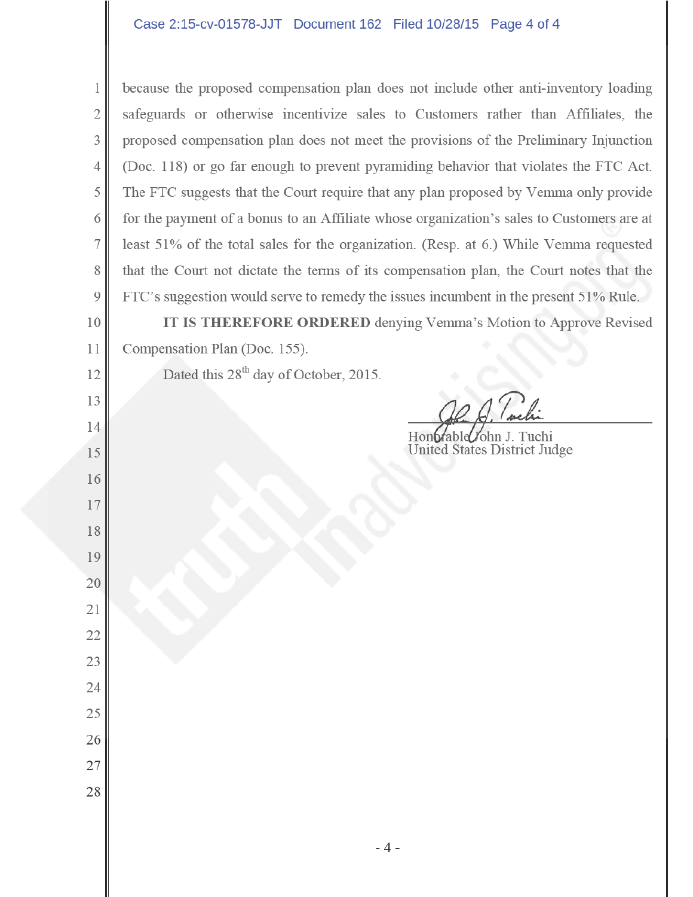because the proposed compensation plan does not include other anti-inventory loading safeguards or otherwise incentivize sales to Customers rather than Affiliates, the proposed compensation plan does not meet the provisions of the Preliminary Injunction (Doc. 118) or go far enough to prevent pyramiding behavior that violates the FTC Act. The FTC suggests that the Court require that any plan proposed by Vemma only provide for the payment of a bonus to an Affiliate whose organization's sales to Customers are at least 51% of the total sales for the organization. (Resp. at 6.) While Vemma requested that the Court not dictate the terms of its compensation plan, the Court notes that the FTC's suggestion would serve to remedy the issues incumbent in the present 51% Rule.

**IT IS THEREFORE ORDERED** denying Vemma's Motion to Approve Revised Compensation Plan (Doc. 155).

Dated this 28th day of October, 2015.

Honorable John J. Tuchi
United States District Judge